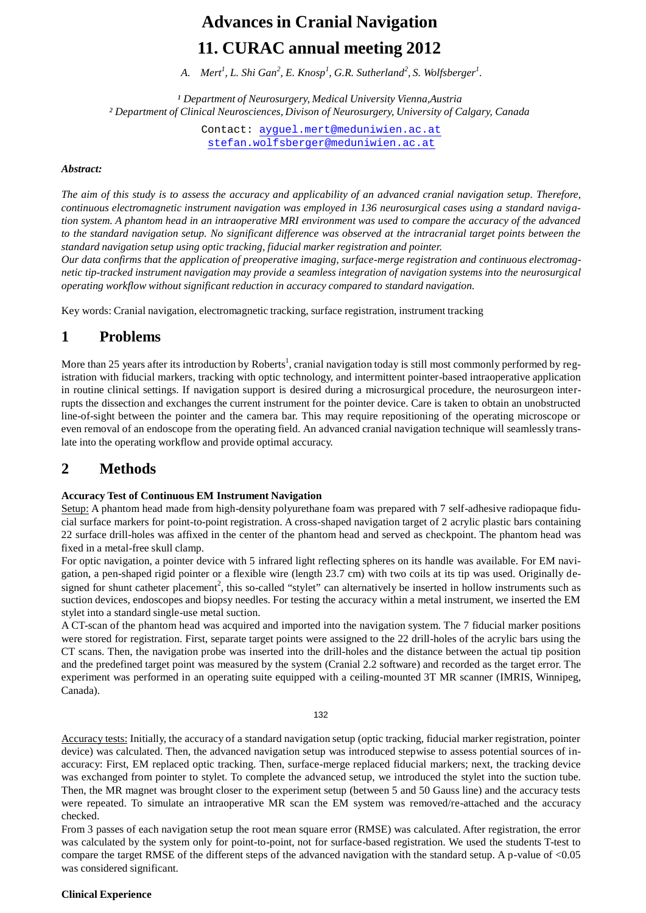# Advances in Cranial Navigation

# 11. CURAC annual meeting 2012

*A. Mert[1], L. Shi Gan[2], E. Knosp[1], G.R. Sutherland[2], S. Wolfsberger[1].*

*[1] Department of Neurosurgery, Medical University Vienna,Austria*
*[2] Department of Clinical Neurosciences, Divison of Neurosurgery, University of Calgary, Canada*

Contact: ayguel.mert@meduniwien.ac.at
stefan.wolfsberger@meduniwien.ac.at

***Abstract:***

*The aim of this study is to assess the accuracy and applicability of an advanced cranial navigation setup. Therefore, continuous electromagnetic instrument navigation was employed in 136 neurosurgical cases using a standard navigation system. A phantom head in an intraoperative MRI environment was used to compare the accuracy of the advanced to the standard navigation setup. No significant difference was observed at the intracranial target points between the standard navigation setup using optic tracking, fiducial marker registration and pointer.*

*Our data confirms that the application of preoperative imaging, surface-merge registration and continuous electromagnetic tip-tracked instrument navigation may provide a seamless integration of navigation systems into the neurosurgical operating workflow without significant reduction in accuracy compared to standard navigation.*

Key words: Cranial navigation, electromagnetic tracking, surface registration, instrument tracking

# 1 Problems

More than 25 years after its introduction by Roberts[1], cranial navigation today is still most commonly performed by registration with fiducial markers, tracking with optic technology, and intermittent pointer-based intraoperative application in routine clinical settings. If navigation support is desired during a microsurgical procedure, the neurosurgeon interrupts the dissection and exchanges the current instrument for the pointer device. Care is taken to obtain an unobstructed line-of-sight between the pointer and the camera bar. This may require repositioning of the operating microscope or even removal of an endoscope from the operating field. An advanced cranial navigation technique will seamlessly translate into the operating workflow and provide optimal accuracy.

# 2 Methods

**Accuracy Test of Continuous EM Instrument Navigation**

Setup: A phantom head made from high-density polyurethane foam was prepared with 7 self-adhesive radiopaque fiducial surface markers for point-to-point registration. A cross-shaped navigation target of 2 acrylic plastic bars containing 22 surface drill-holes was affixed in the center of the phantom head and served as checkpoint. The phantom head was fixed in a metal-free skull clamp.

For optic navigation, a pointer device with 5 infrared light reflecting spheres on its handle was available. For EM navigation, a pen-shaped rigid pointer or a flexible wire (length 23.7 cm) with two coils at its tip was used. Originally designed for shunt catheter placement[2], this so-called "stylet" can alternatively be inserted in hollow instruments such as suction devices, endoscopes and biopsy needles. For testing the accuracy within a metal instrument, we inserted the EM stylet into a standard single-use metal suction.

A CT-scan of the phantom head was acquired and imported into the navigation system. The 7 fiducial marker positions were stored for registration. First, separate target points were assigned to the 22 drill-holes of the acrylic bars using the CT scans. Then, the navigation probe was inserted into the drill-holes and the distance between the actual tip position and the predefined target point was measured by the system (Cranial 2.2 software) and recorded as the target error. The experiment was performed in an operating suite equipped with a ceiling-mounted 3T MR scanner (IMRIS, Winnipeg, Canada).

Accuracy tests: Initially, the accuracy of a standard navigation setup (optic tracking, fiducial marker registration, pointer device) was calculated. Then, the advanced navigation setup was introduced stepwise to assess potential sources of inaccuracy: First, EM replaced optic tracking. Then, surface-merge replaced fiducial markers; next, the tracking device was exchanged from pointer to stylet. To complete the advanced setup, we introduced the stylet into the suction tube. Then, the MR magnet was brought closer to the experiment setup (between 5 and 50 Gauss line) and the accuracy tests were repeated. To simulate an intraoperative MR scan the EM system was removed/re-attached and the accuracy checked.

From 3 passes of each navigation setup the root mean square error (RMSE) was calculated. After registration, the error was calculated by the system only for point-to-point, not for surface-based registration. We used the students T-test to compare the target RMSE of the different steps of the advanced navigation with the standard setup. A p-value of $<0.05$ was considered significant.

**Clinical Experience**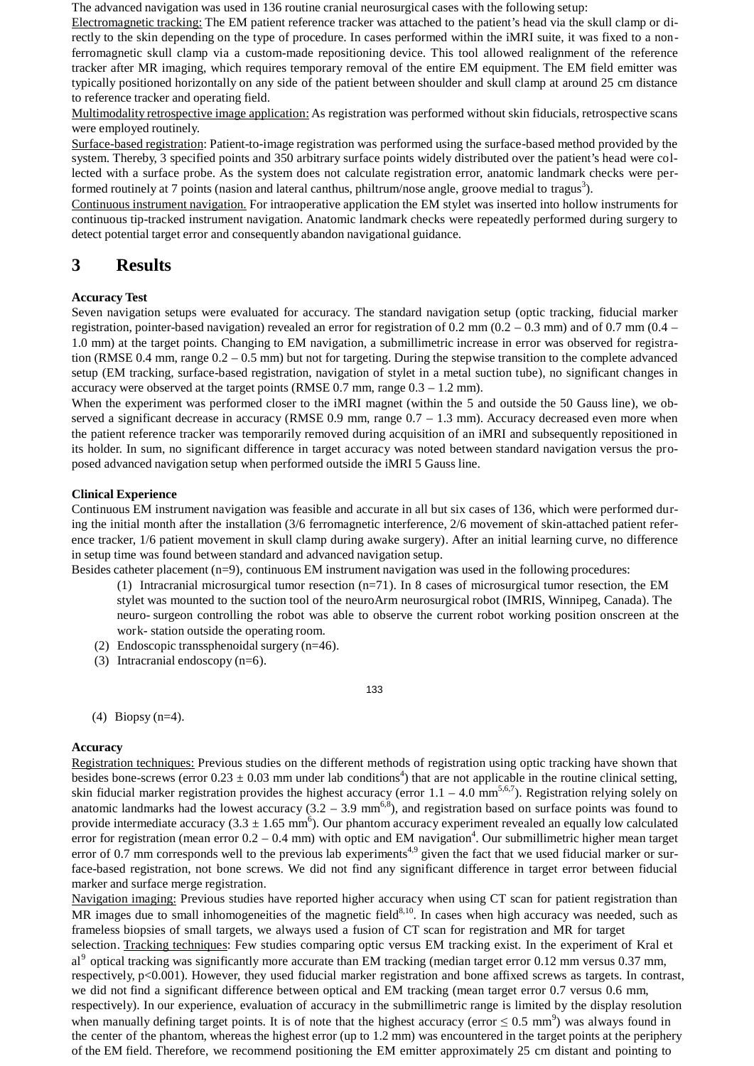The advanced navigation was used in 136 routine cranial neurosurgical cases with the following setup:

Electromagnetic tracking: The EM patient reference tracker was attached to the patient's head via the skull clamp or directly to the skin depending on the type of procedure. In cases performed within the iMRI suite, it was fixed to a non-ferromagnetic skull clamp via a custom-made repositioning device. This tool allowed realignment of the reference tracker after MR imaging, which requires temporary removal of the entire EM equipment. The EM field emitter was typically positioned horizontally on any side of the patient between shoulder and skull clamp at around 25 cm distance to reference tracker and operating field.

Multimodality retrospective image application: As registration was performed without skin fiducials, retrospective scans were employed routinely.

Surface-based registration: Patient-to-image registration was performed using the surface-based method provided by the system. Thereby, 3 specified points and 350 arbitrary surface points widely distributed over the patient's head were collected with a surface probe. As the system does not calculate registration error, anatomic landmark checks were performed routinely at 7 points (nasion and lateral canthus, philtrum/nose angle, groove medial to tragus[3]).

Continuous instrument navigation. For intraoperative application the EM stylet was inserted into hollow instruments for continuous tip-tracked instrument navigation. Anatomic landmark checks were repeatedly performed during surgery to detect potential target error and consequently abandon navigational guidance.

# 3 Results

**Accuracy Test**

Seven navigation setups were evaluated for accuracy. The standard navigation setup (optic tracking, fiducial marker registration, pointer-based navigation) revealed an error for registration of 0.2 mm (0.2 – 0.3 mm) and of 0.7 mm (0.4 – 1.0 mm) at the target points. Changing to EM navigation, a submillimetric increase in error was observed for registration (RMSE 0.4 mm, range 0.2 – 0.5 mm) but not for targeting. During the stepwise transition to the complete advanced setup (EM tracking, surface-based registration, navigation of stylet in a metal suction tube), no significant changes in accuracy were observed at the target points (RMSE 0.7 mm, range 0.3 – 1.2 mm).

When the experiment was performed closer to the iMRI magnet (within the 5 and outside the 50 Gauss line), we observed a significant decrease in accuracy (RMSE 0.9 mm, range 0.7 – 1.3 mm). Accuracy decreased even more when the patient reference tracker was temporarily removed during acquisition of an iMRI and subsequently repositioned in its holder. In sum, no significant difference in target accuracy was noted between standard navigation versus the proposed advanced navigation setup when performed outside the iMRI 5 Gauss line.

**Clinical Experience**

Continuous EM instrument navigation was feasible and accurate in all but six cases of 136, which were performed during the initial month after the installation (3/6 ferromagnetic interference, 2/6 movement of skin-attached patient reference tracker, 1/6 patient movement in skull clamp during awake surgery). After an initial learning curve, no difference in setup time was found between standard and advanced navigation setup.

Besides catheter placement (n=9), continuous EM instrument navigation was used in the following procedures:

(1) Intracranial microsurgical tumor resection (n=71). In 8 cases of microsurgical tumor resection, the EM stylet was mounted to the suction tool of the neuroArm neurosurgical robot (IMRIS, Winnipeg, Canada). The neuro- surgeon controlling the robot was able to observe the current robot working position onscreen at the work- station outside the operating room.

(2) Endoscopic transsphenoidal surgery (n=46).

(3) Intracranial endoscopy (n=6).

(4) Biopsy (n=4).

**Accuracy**

Registration techniques: Previous studies on the different methods of registration using optic tracking have shown that besides bone-screws (error 0.23 ± 0.03 mm under lab conditions[4]) that are not applicable in the routine clinical setting, skin fiducial marker registration provides the highest accuracy (error 1.1 – 4.0 mm[5,6,7]). Registration relying solely on anatomic landmarks had the lowest accuracy (3.2 – 3.9 mm[6,8]), and registration based on surface points was found to provide intermediate accuracy (3.3 ± 1.65 mm[6]). Our phantom accuracy experiment revealed an equally low calculated error for registration (mean error 0.2 – 0.4 mm) with optic and EM navigation[4]. Our submillimetric higher mean target error of 0.7 mm corresponds well to the previous lab experiments[4,9] given the fact that we used fiducial marker or surface-based registration, not bone screws. We did not find any significant difference in target error between fiducial marker and surface merge registration.

Navigation imaging: Previous studies have reported higher accuracy when using CT scan for patient registration than MR images due to small inhomogeneities of the magnetic field[8,10]. In cases when high accuracy was needed, such as frameless biopsies of small targets, we always used a fusion of CT scan for registration and MR for target selection. Tracking techniques: Few studies comparing optic versus EM tracking exist. In the experiment of Kral et al[9] optical tracking was significantly more accurate than EM tracking (median target error 0.12 mm versus 0.37 mm, respectively, $p<0.001$). However, they used fiducial marker registration and bone affixed screws as targets. In contrast, we did not find a significant difference between optical and EM tracking (mean target error 0.7 versus 0.6 mm, respectively). In our experience, evaluation of accuracy in the submillimetric range is limited by the display resolution when manually defining target points. It is of note that the highest accuracy (error ≤ 0.5 mm[9]) was always found in the center of the phantom, whereas the highest error (up to 1.2 mm) was encountered in the target points at the periphery of the EM field. Therefore, we recommend positioning the EM emitter approximately 25 cm distant and pointing to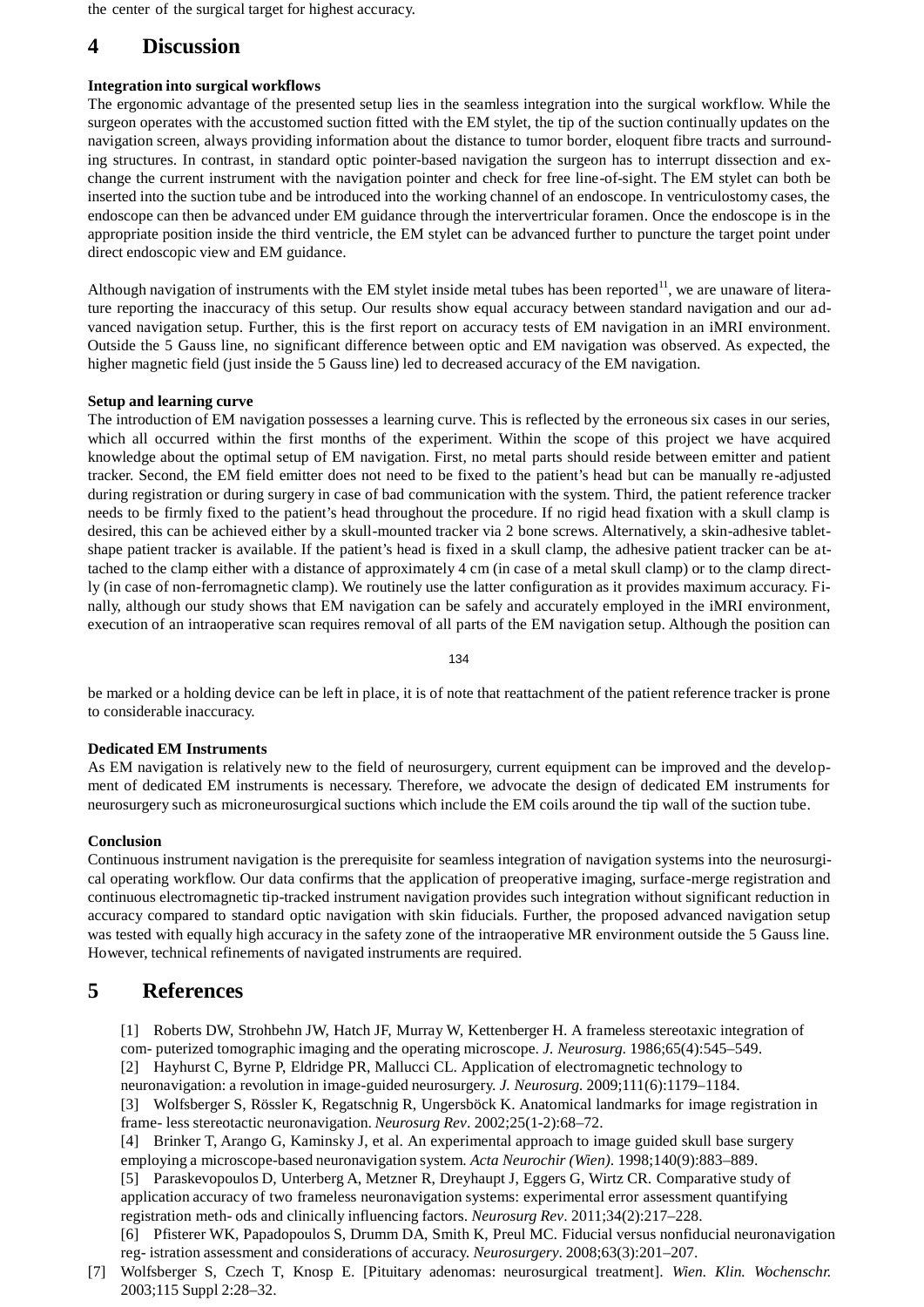the center of the surgical target for highest accuracy.

# 4 Discussion

**Integration into surgical workflows**

The ergonomic advantage of the presented setup lies in the seamless integration into the surgical workflow. While the surgeon operates with the accustomed suction fitted with the EM stylet, the tip of the suction continually updates on the navigation screen, always providing information about the distance to tumor border, eloquent fibre tracts and surrounding structures. In contrast, in standard optic pointer-based navigation the surgeon has to interrupt dissection and exchange the current instrument with the navigation pointer and check for free line-of-sight. The EM stylet can both be inserted into the suction tube and be introduced into the working channel of an endoscope. In ventriculostomy cases, the endoscope can then be advanced under EM guidance through the intervertricular foramen. Once the endoscope is in the appropriate position inside the third ventricle, the EM stylet can be advanced further to puncture the target point under direct endoscopic view and EM guidance.

Although navigation of instruments with the EM stylet inside metal tubes has been reported[11], we are unaware of literature reporting the inaccuracy of this setup. Our results show equal accuracy between standard navigation and our advanced navigation setup. Further, this is the first report on accuracy tests of EM navigation in an iMRI environment. Outside the 5 Gauss line, no significant difference between optic and EM navigation was observed. As expected, the higher magnetic field (just inside the 5 Gauss line) led to decreased accuracy of the EM navigation.

**Setup and learning curve**

The introduction of EM navigation possesses a learning curve. This is reflected by the erroneous six cases in our series, which all occurred within the first months of the experiment. Within the scope of this project we have acquired knowledge about the optimal setup of EM navigation. First, no metal parts should reside between emitter and patient tracker. Second, the EM field emitter does not need to be fixed to the patient's head but can be manually re-adjusted during registration or during surgery in case of bad communication with the system. Third, the patient reference tracker needs to be firmly fixed to the patient's head throughout the procedure. If no rigid head fixation with a skull clamp is desired, this can be achieved either by a skull-mounted tracker via 2 bone screws. Alternatively, a skin-adhesive tablet-shape patient tracker is available. If the patient's head is fixed in a skull clamp, the adhesive patient tracker can be attached to the clamp either with a distance of approximately 4 cm (in case of a metal skull clamp) or to the clamp directly (in case of non-ferromagnetic clamp). We routinely use the latter configuration as it provides maximum accuracy. Finally, although our study shows that EM navigation can be safely and accurately employed in the iMRI environment, execution of an intraoperative scan requires removal of all parts of the EM navigation setup. Although the position can be marked or a holding device can be left in place, it is of note that reattachment of the patient reference tracker is prone to considerable inaccuracy.

**Dedicated EM Instruments**

As EM navigation is relatively new to the field of neurosurgery, current equipment can be improved and the development of dedicated EM instruments is necessary. Therefore, we advocate the design of dedicated EM instruments for neurosurgery such as microneurosurgical suctions which include the EM coils around the tip wall of the suction tube.

**Conclusion**

Continuous instrument navigation is the prerequisite for seamless integration of navigation systems into the neurosurgical operating workflow. Our data confirms that the application of preoperative imaging, surface-merge registration and continuous electromagnetic tip-tracked instrument navigation provides such integration without significant reduction in accuracy compared to standard optic navigation with skin fiducials. Further, the proposed advanced navigation setup was tested with equally high accuracy in the safety zone of the intraoperative MR environment outside the 5 Gauss line. However, technical refinements of navigated instruments are required.

# 5 References

[1] Roberts DW, Strohbehn JW, Hatch JF, Murray W, Kettenberger H. A frameless stereotaxic integration of com- puterized tomographic imaging and the operating microscope. *J. Neurosurg.* 1986;65(4):545–549.

[2] Hayhurst C, Byrne P, Eldridge PR, Mallucci CL. Application of electromagnetic technology to neuronavigation: a revolution in image-guided neurosurgery. *J. Neurosurg.* 2009;111(6):1179–1184.

[3] Wolfsberger S, Rössler K, Regatschnig R, Ungersböck K. Anatomical landmarks for image registration in frame- less stereotactic neuronavigation. *Neurosurg Rev*. 2002;25(1-2):68–72.

[4] Brinker T, Arango G, Kaminsky J, et al. An experimental approach to image guided skull base surgery employing a microscope-based neuronavigation system. *Acta Neurochir (Wien)*. 1998;140(9):883–889.

[5] Paraskevopoulos D, Unterberg A, Metzner R, Dreyhaupt J, Eggers G, Wirtz CR. Comparative study of application accuracy of two frameless neuronavigation systems: experimental error assessment quantifying registration meth- ods and clinically influencing factors. *Neurosurg Rev*. 2011;34(2):217–228.

[6] Pfisterer WK, Papadopoulos S, Drumm DA, Smith K, Preul MC. Fiducial versus nonfiducial neuronavigation reg- istration assessment and considerations of accuracy. *Neurosurgery*. 2008;63(3):201–207.

[7] Wolfsberger S, Czech T, Knosp E. [Pituitary adenomas: neurosurgical treatment]. *Wien. Klin. Wochenschr.* 2003;115 Suppl 2:28–32.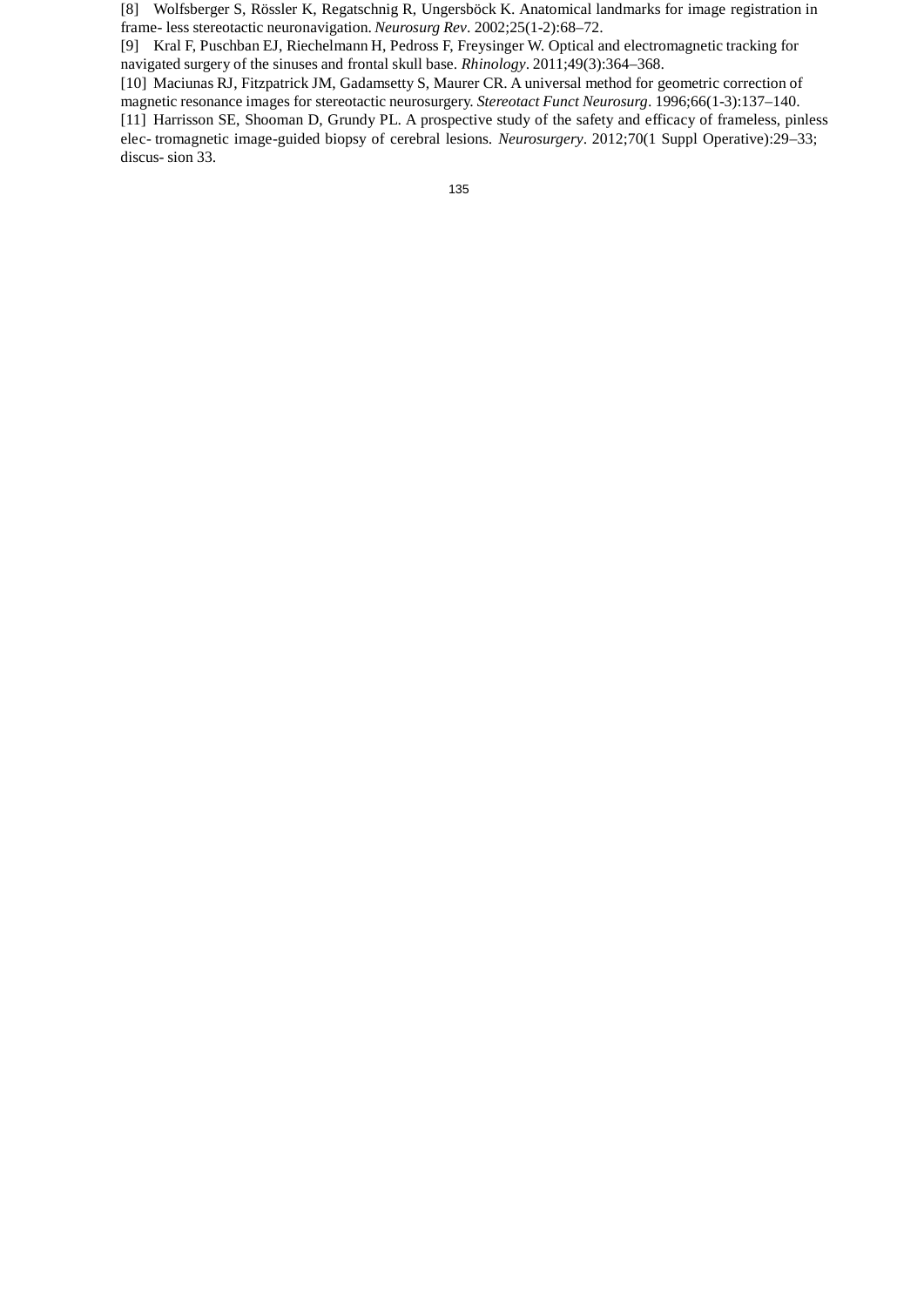[8] Wolfsberger S, Rössler K, Regatschnig R, Ungersböck K. Anatomical landmarks for image registration in frame- less stereotactic neuronavigation. *Neurosurg Rev*. 2002;25(1-2):68–72.

[9] Kral F, Puschban EJ, Riechelmann H, Pedross F, Freysinger W. Optical and electromagnetic tracking for navigated surgery of the sinuses and frontal skull base. *Rhinology*. 2011;49(3):364–368.

[10] Maciunas RJ, Fitzpatrick JM, Gadamsetty S, Maurer CR. A universal method for geometric correction of magnetic resonance images for stereotactic neurosurgery. *Stereotact Funct Neurosurg*. 1996;66(1-3):137–140.

[11] Harrisson SE, Shooman D, Grundy PL. A prospective study of the safety and efficacy of frameless, pinless elec- tromagnetic image-guided biopsy of cerebral lesions. *Neurosurgery*. 2012;70(1 Suppl Operative):29–33; discus- sion 33.